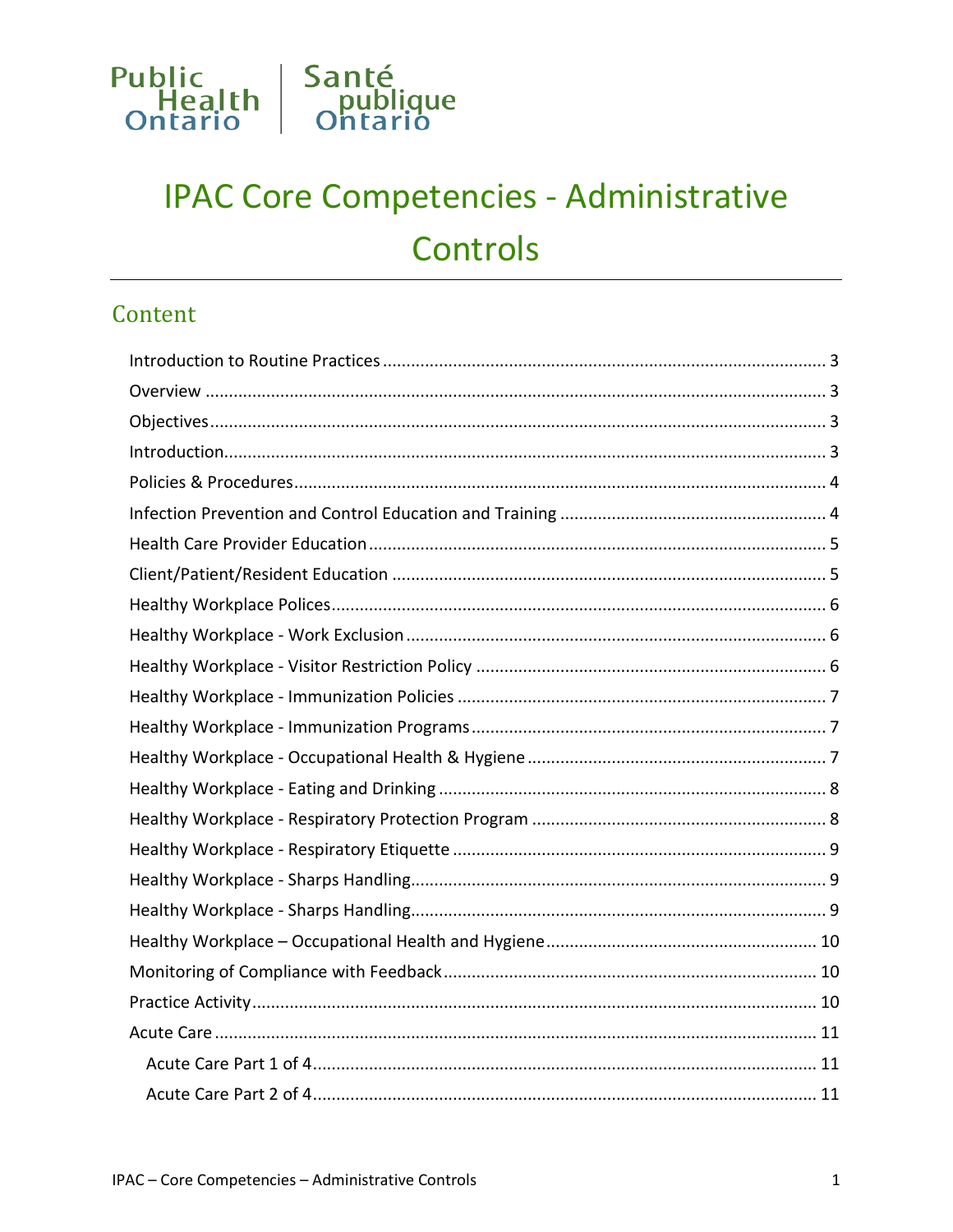Public Health Ontario | Santé publique Ontario

# IPAC Core Competencies - Administrative Controls

## Content

- Introduction to Routine Practices ... 3
- Overview ... 3
- Objectives ... 3
- Introduction ... 3
- Policies & Procedures ... 4
- Infection Prevention and Control Education and Training ... 4
- Health Care Provider Education ... 5
- Client/Patient/Resident Education ... 5
- Healthy Workplace Polices ... 6
- Healthy Workplace - Work Exclusion ... 6
- Healthy Workplace - Visitor Restriction Policy ... 6
- Healthy Workplace - Immunization Policies ... 7
- Healthy Workplace - Immunization Programs ... 7
- Healthy Workplace - Occupational Health & Hygiene ... 7
- Healthy Workplace - Eating and Drinking ... 8
- Healthy Workplace - Respiratory Protection Program ... 8
- Healthy Workplace - Respiratory Etiquette ... 9
- Healthy Workplace - Sharps Handling ... 9
- Healthy Workplace - Sharps Handling ... 9
- Healthy Workplace – Occupational Health and Hygiene ... 10
- Monitoring of Compliance with Feedback ... 10
- Practice Activity ... 10
- Acute Care ... 11
  - Acute Care Part 1 of 4 ... 11
  - Acute Care Part 2 of 4 ... 11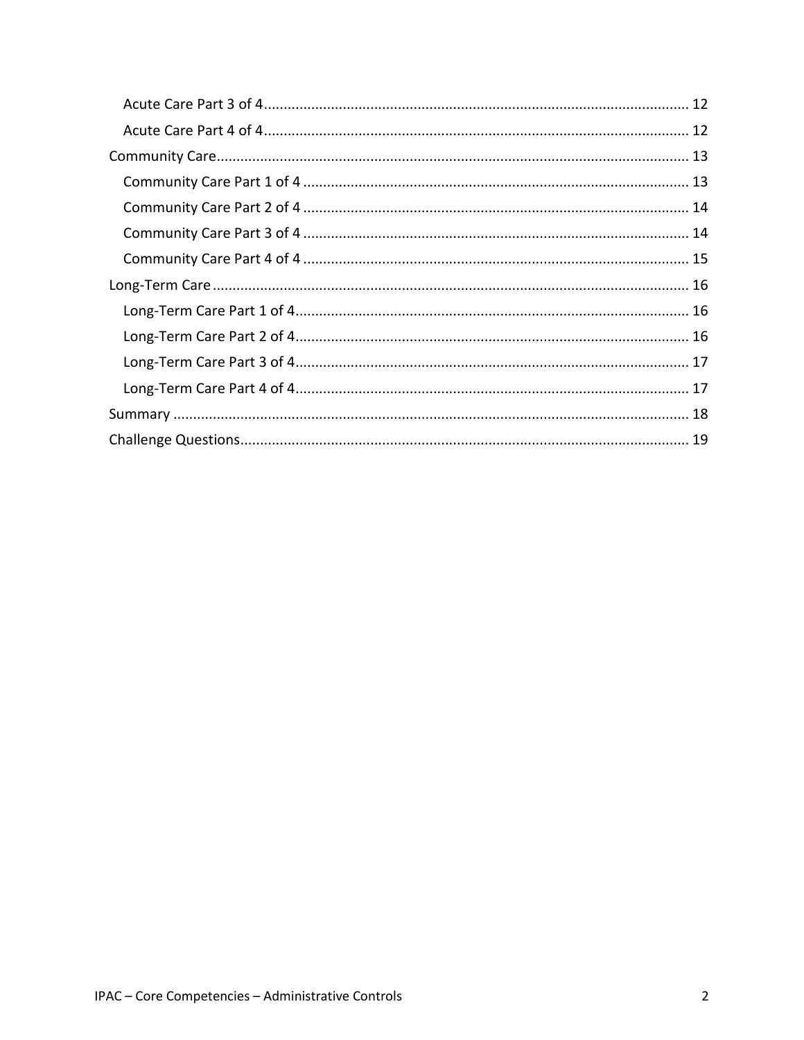- Acute Care Part 3 of 4 ... 12
- Acute Care Part 4 of 4 ... 12

Community Care ... 13

- Community Care Part 1 of 4 ... 13
- Community Care Part 2 of 4 ... 14
- Community Care Part 3 of 4 ... 14
- Community Care Part 4 of 4 ... 15

Long-Term Care ... 16

- Long-Term Care Part 1 of 4 ... 16
- Long-Term Care Part 2 of 4 ... 16
- Long-Term Care Part 3 of 4 ... 17
- Long-Term Care Part 4 of 4 ... 17

Summary ... 18

Challenge Questions ... 19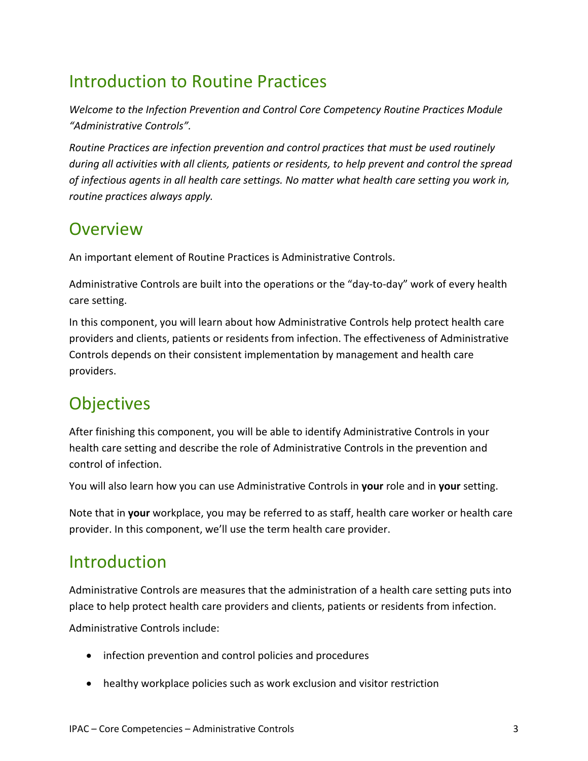## Introduction to Routine Practices

*Welcome to the Infection Prevention and Control Core Competency Routine Practices Module "Administrative Controls".*

*Routine Practices are infection prevention and control practices that must be used routinely during all activities with all clients, patients or residents, to help prevent and control the spread of infectious agents in all health care settings. No matter what health care setting you work in, routine practices always apply.*

## Overview

An important element of Routine Practices is Administrative Controls.

Administrative Controls are built into the operations or the "day-to-day" work of every health care setting.

In this component, you will learn about how Administrative Controls help protect health care providers and clients, patients or residents from infection. The effectiveness of Administrative Controls depends on their consistent implementation by management and health care providers.

## Objectives

After finishing this component, you will be able to identify Administrative Controls in your health care setting and describe the role of Administrative Controls in the prevention and control of infection.

You will also learn how you can use Administrative Controls in **your** role and in **your** setting.

Note that in **your** workplace, you may be referred to as staff, health care worker or health care provider. In this component, we'll use the term health care provider.

## Introduction

Administrative Controls are measures that the administration of a health care setting puts into place to help protect health care providers and clients, patients or residents from infection.

Administrative Controls include:

- infection prevention and control policies and procedures
- healthy workplace policies such as work exclusion and visitor restriction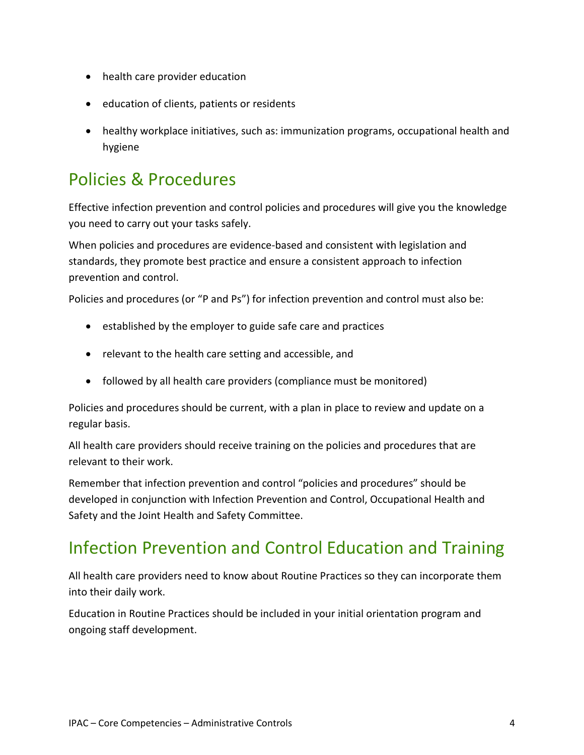- health care provider education
- education of clients, patients or residents
- healthy workplace initiatives, such as: immunization programs, occupational health and hygiene

## Policies & Procedures

Effective infection prevention and control policies and procedures will give you the knowledge you need to carry out your tasks safely.

When policies and procedures are evidence-based and consistent with legislation and standards, they promote best practice and ensure a consistent approach to infection prevention and control.

Policies and procedures (or "P and Ps") for infection prevention and control must also be:

- established by the employer to guide safe care and practices
- relevant to the health care setting and accessible, and
- followed by all health care providers (compliance must be monitored)

Policies and procedures should be current, with a plan in place to review and update on a regular basis.

All health care providers should receive training on the policies and procedures that are relevant to their work.

Remember that infection prevention and control "policies and procedures" should be developed in conjunction with Infection Prevention and Control, Occupational Health and Safety and the Joint Health and Safety Committee.

## Infection Prevention and Control Education and Training

All health care providers need to know about Routine Practices so they can incorporate them into their daily work.

Education in Routine Practices should be included in your initial orientation program and ongoing staff development.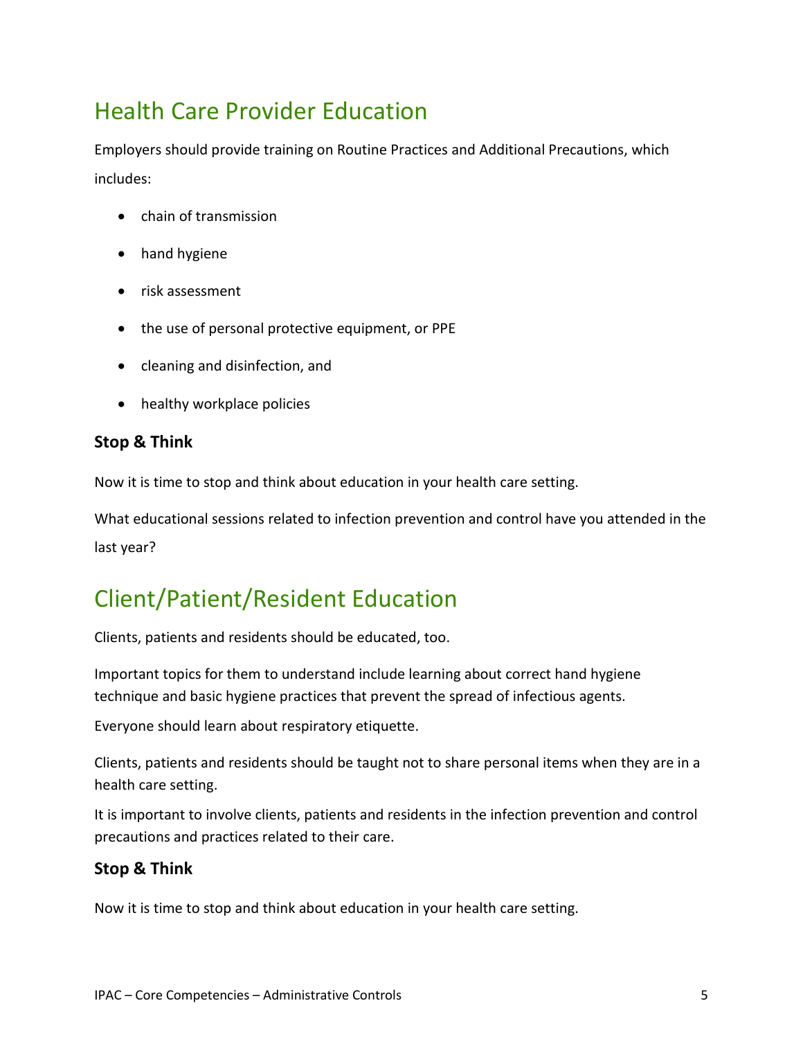## Health Care Provider Education

Employers should provide training on Routine Practices and Additional Precautions, which includes:

- chain of transmission
- hand hygiene
- risk assessment
- the use of personal protective equipment, or PPE
- cleaning and disinfection, and
- healthy workplace policies

### Stop & Think

Now it is time to stop and think about education in your health care setting.

What educational sessions related to infection prevention and control have you attended in the last year?

## Client/Patient/Resident Education

Clients, patients and residents should be educated, too.

Important topics for them to understand include learning about correct hand hygiene technique and basic hygiene practices that prevent the spread of infectious agents.

Everyone should learn about respiratory etiquette.

Clients, patients and residents should be taught not to share personal items when they are in a health care setting.

It is important to involve clients, patients and residents in the infection prevention and control precautions and practices related to their care.

### Stop & Think

Now it is time to stop and think about education in your health care setting.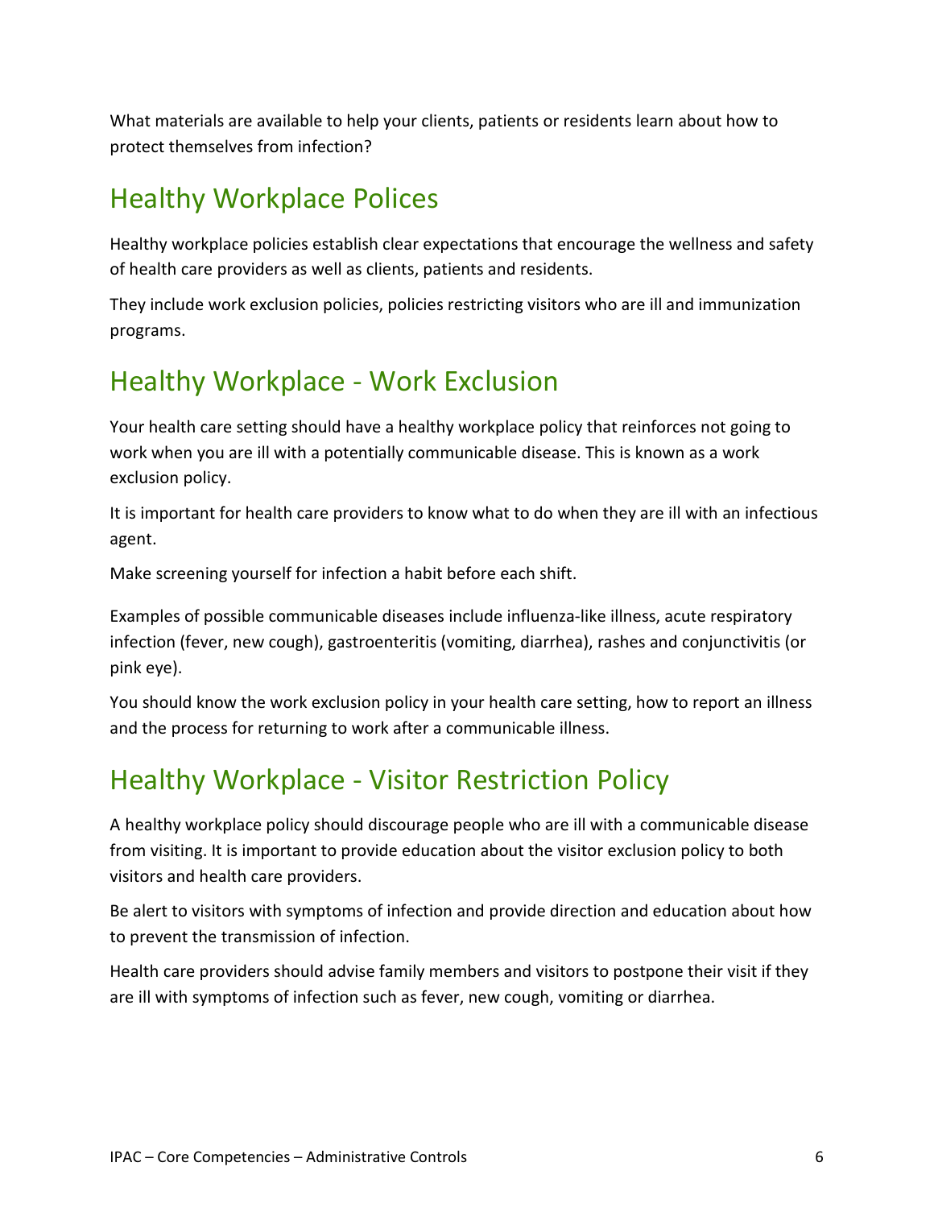What materials are available to help your clients, patients or residents learn about how to protect themselves from infection?

## Healthy Workplace Polices

Healthy workplace policies establish clear expectations that encourage the wellness and safety of health care providers as well as clients, patients and residents.

They include work exclusion policies, policies restricting visitors who are ill and immunization programs.

## Healthy Workplace - Work Exclusion

Your health care setting should have a healthy workplace policy that reinforces not going to work when you are ill with a potentially communicable disease. This is known as a work exclusion policy.

It is important for health care providers to know what to do when they are ill with an infectious agent.

Make screening yourself for infection a habit before each shift.

Examples of possible communicable diseases include influenza-like illness, acute respiratory infection (fever, new cough), gastroenteritis (vomiting, diarrhea), rashes and conjunctivitis (or pink eye).

You should know the work exclusion policy in your health care setting, how to report an illness and the process for returning to work after a communicable illness.

## Healthy Workplace - Visitor Restriction Policy

A healthy workplace policy should discourage people who are ill with a communicable disease from visiting. It is important to provide education about the visitor exclusion policy to both visitors and health care providers.

Be alert to visitors with symptoms of infection and provide direction and education about how to prevent the transmission of infection.

Health care providers should advise family members and visitors to postpone their visit if they are ill with symptoms of infection such as fever, new cough, vomiting or diarrhea.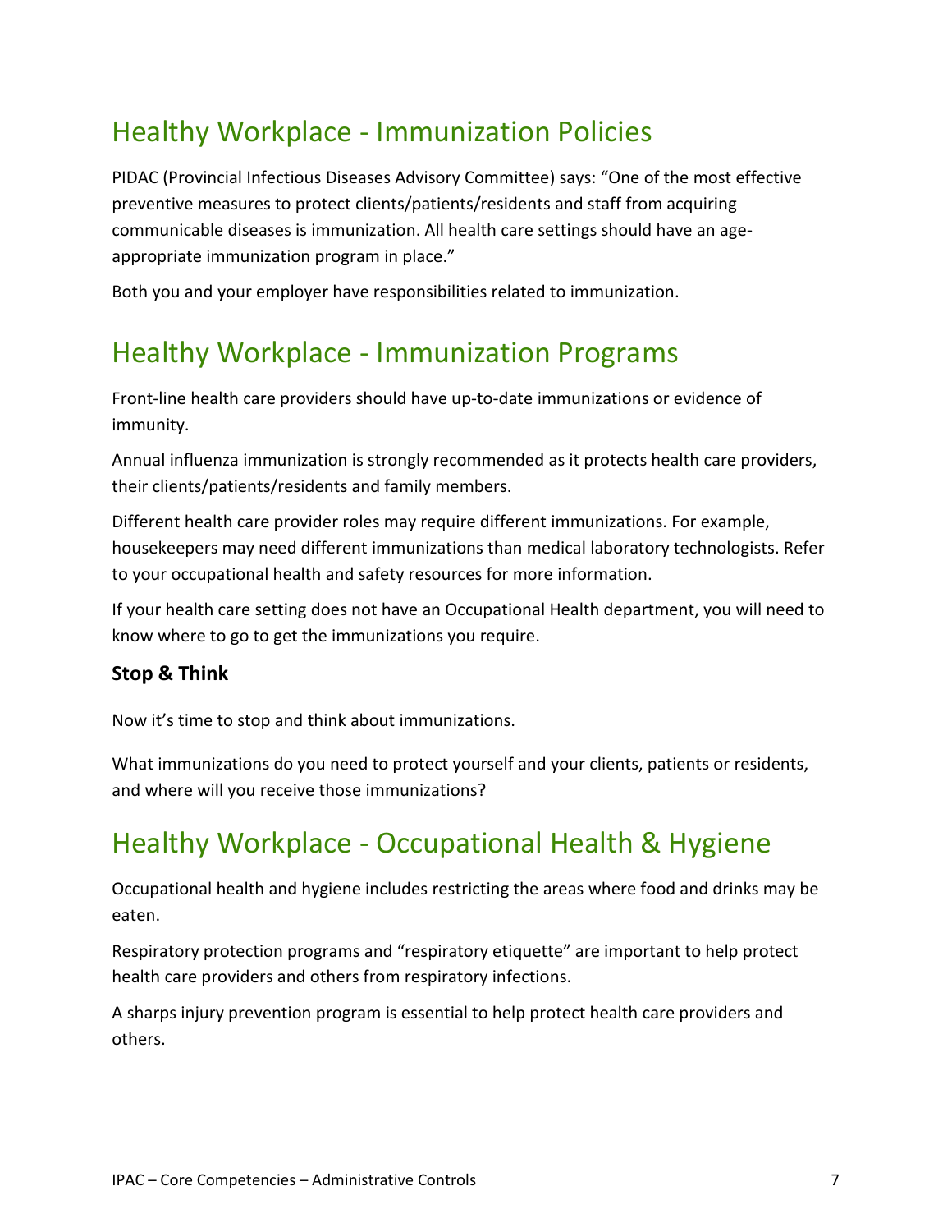## Healthy Workplace - Immunization Policies

PIDAC (Provincial Infectious Diseases Advisory Committee) says: "One of the most effective preventive measures to protect clients/patients/residents and staff from acquiring communicable diseases is immunization. All health care settings should have an age-appropriate immunization program in place."

Both you and your employer have responsibilities related to immunization.

## Healthy Workplace - Immunization Programs

Front-line health care providers should have up-to-date immunizations or evidence of immunity.

Annual influenza immunization is strongly recommended as it protects health care providers, their clients/patients/residents and family members.

Different health care provider roles may require different immunizations. For example, housekeepers may need different immunizations than medical laboratory technologists. Refer to your occupational health and safety resources for more information.

If your health care setting does not have an Occupational Health department, you will need to know where to go to get the immunizations you require.

### Stop & Think

Now it's time to stop and think about immunizations.

What immunizations do you need to protect yourself and your clients, patients or residents, and where will you receive those immunizations?

## Healthy Workplace - Occupational Health & Hygiene

Occupational health and hygiene includes restricting the areas where food and drinks may be eaten.

Respiratory protection programs and "respiratory etiquette" are important to help protect health care providers and others from respiratory infections.

A sharps injury prevention program is essential to help protect health care providers and others.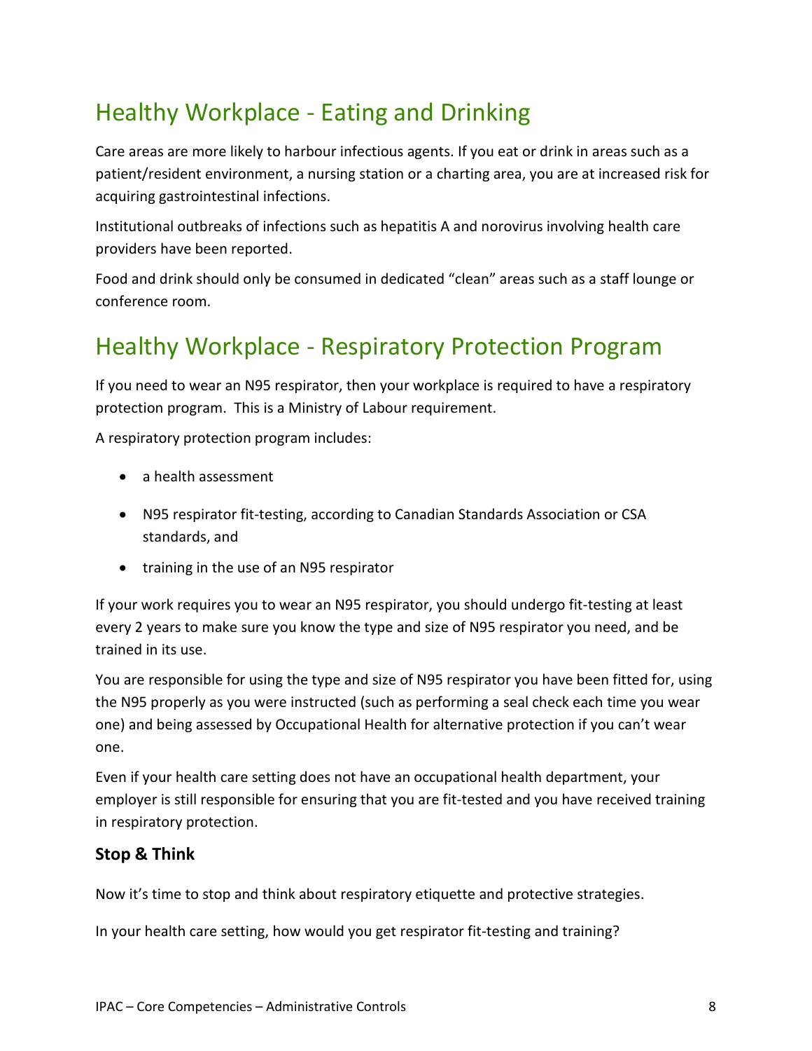## Healthy Workplace - Eating and Drinking

Care areas are more likely to harbour infectious agents. If you eat or drink in areas such as a patient/resident environment, a nursing station or a charting area, you are at increased risk for acquiring gastrointestinal infections.

Institutional outbreaks of infections such as hepatitis A and norovirus involving health care providers have been reported.

Food and drink should only be consumed in dedicated "clean" areas such as a staff lounge or conference room.

## Healthy Workplace - Respiratory Protection Program

If you need to wear an N95 respirator, then your workplace is required to have a respiratory protection program. This is a Ministry of Labour requirement.

A respiratory protection program includes:

- a health assessment
- N95 respirator fit-testing, according to Canadian Standards Association or CSA standards, and
- training in the use of an N95 respirator

If your work requires you to wear an N95 respirator, you should undergo fit-testing at least every 2 years to make sure you know the type and size of N95 respirator you need, and be trained in its use.

You are responsible for using the type and size of N95 respirator you have been fitted for, using the N95 properly as you were instructed (such as performing a seal check each time you wear one) and being assessed by Occupational Health for alternative protection if you can't wear one.

Even if your health care setting does not have an occupational health department, your employer is still responsible for ensuring that you are fit-tested and you have received training in respiratory protection.

### Stop & Think

Now it's time to stop and think about respiratory etiquette and protective strategies.

In your health care setting, how would you get respirator fit-testing and training?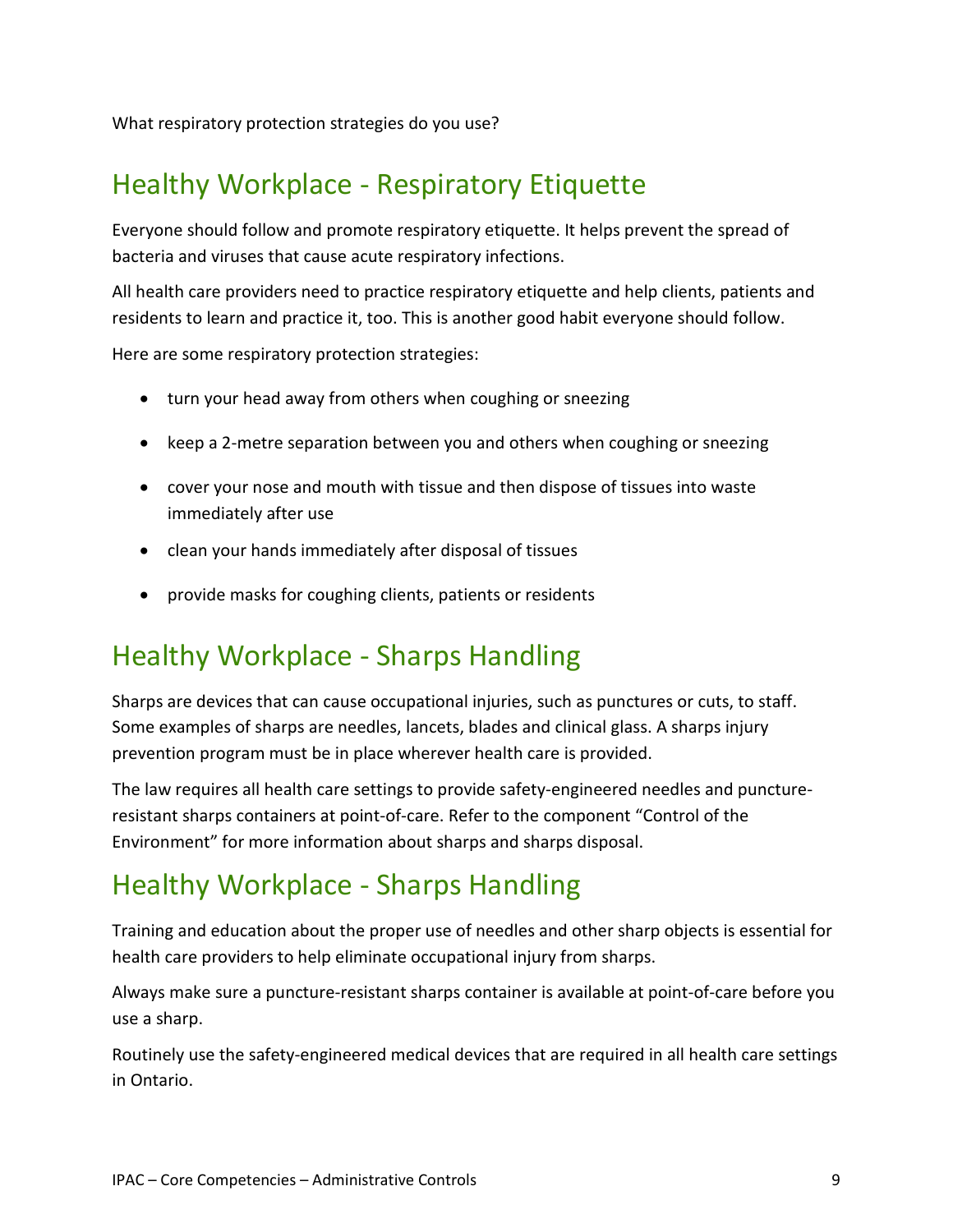What respiratory protection strategies do you use?

## Healthy Workplace - Respiratory Etiquette

Everyone should follow and promote respiratory etiquette. It helps prevent the spread of bacteria and viruses that cause acute respiratory infections.

All health care providers need to practice respiratory etiquette and help clients, patients and residents to learn and practice it, too. This is another good habit everyone should follow.

Here are some respiratory protection strategies:

- turn your head away from others when coughing or sneezing
- keep a 2-metre separation between you and others when coughing or sneezing
- cover your nose and mouth with tissue and then dispose of tissues into waste immediately after use
- clean your hands immediately after disposal of tissues
- provide masks for coughing clients, patients or residents

## Healthy Workplace - Sharps Handling

Sharps are devices that can cause occupational injuries, such as punctures or cuts, to staff. Some examples of sharps are needles, lancets, blades and clinical glass. A sharps injury prevention program must be in place wherever health care is provided.

The law requires all health care settings to provide safety-engineered needles and puncture-resistant sharps containers at point-of-care. Refer to the component "Control of the Environment" for more information about sharps and sharps disposal.

## Healthy Workplace - Sharps Handling

Training and education about the proper use of needles and other sharp objects is essential for health care providers to help eliminate occupational injury from sharps.

Always make sure a puncture-resistant sharps container is available at point-of-care before you use a sharp.

Routinely use the safety-engineered medical devices that are required in all health care settings in Ontario.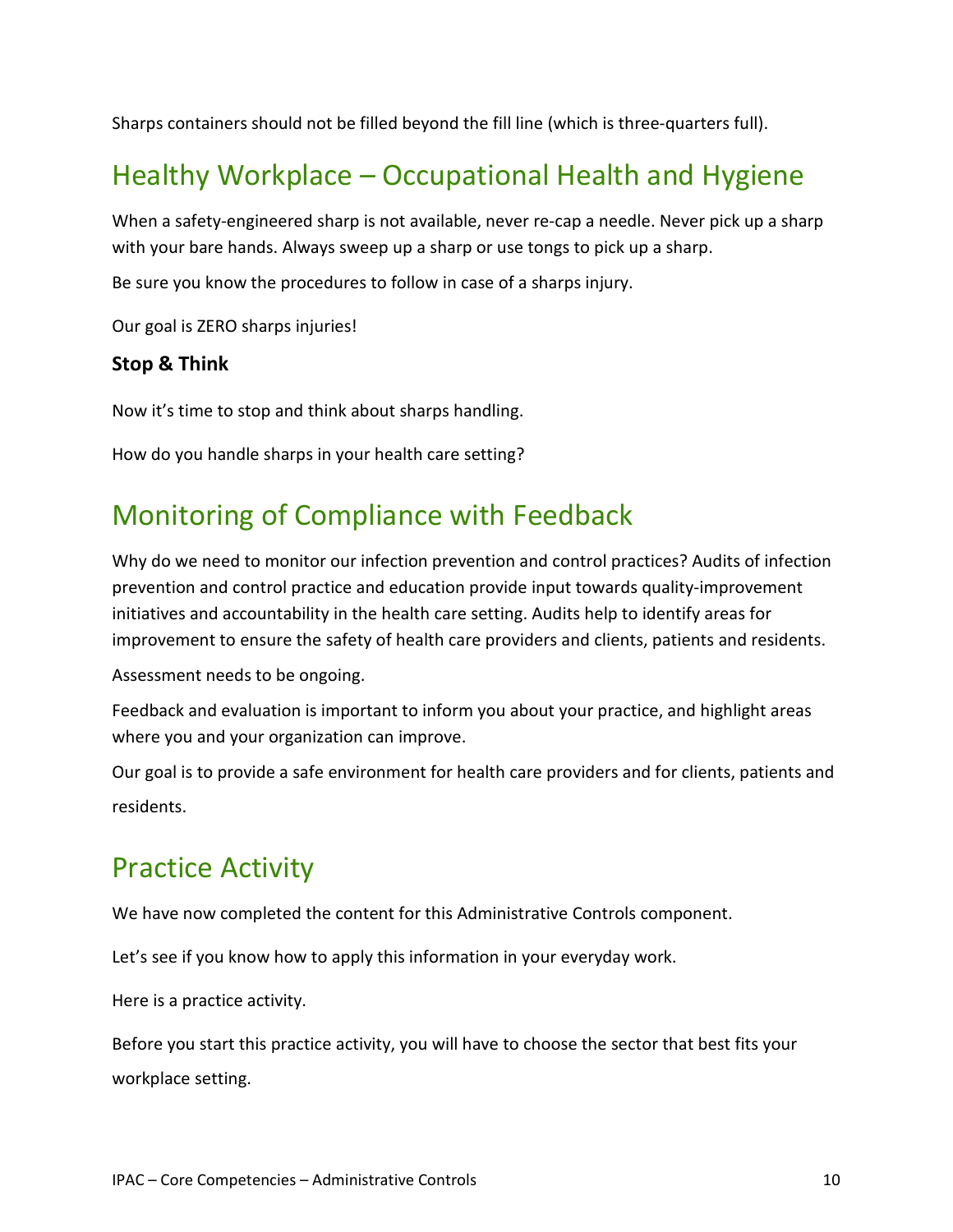Sharps containers should not be filled beyond the fill line (which is three-quarters full).

## Healthy Workplace – Occupational Health and Hygiene

When a safety-engineered sharp is not available, never re-cap a needle. Never pick up a sharp with your bare hands. Always sweep up a sharp or use tongs to pick up a sharp.

Be sure you know the procedures to follow in case of a sharps injury.

Our goal is ZERO sharps injuries!

### Stop & Think

Now it's time to stop and think about sharps handling.

How do you handle sharps in your health care setting?

## Monitoring of Compliance with Feedback

Why do we need to monitor our infection prevention and control practices? Audits of infection prevention and control practice and education provide input towards quality-improvement initiatives and accountability in the health care setting. Audits help to identify areas for improvement to ensure the safety of health care providers and clients, patients and residents.

Assessment needs to be ongoing.

Feedback and evaluation is important to inform you about your practice, and highlight areas where you and your organization can improve.

Our goal is to provide a safe environment for health care providers and for clients, patients and residents.

## Practice Activity

We have now completed the content for this Administrative Controls component.

Let's see if you know how to apply this information in your everyday work.

Here is a practice activity.

Before you start this practice activity, you will have to choose the sector that best fits your workplace setting.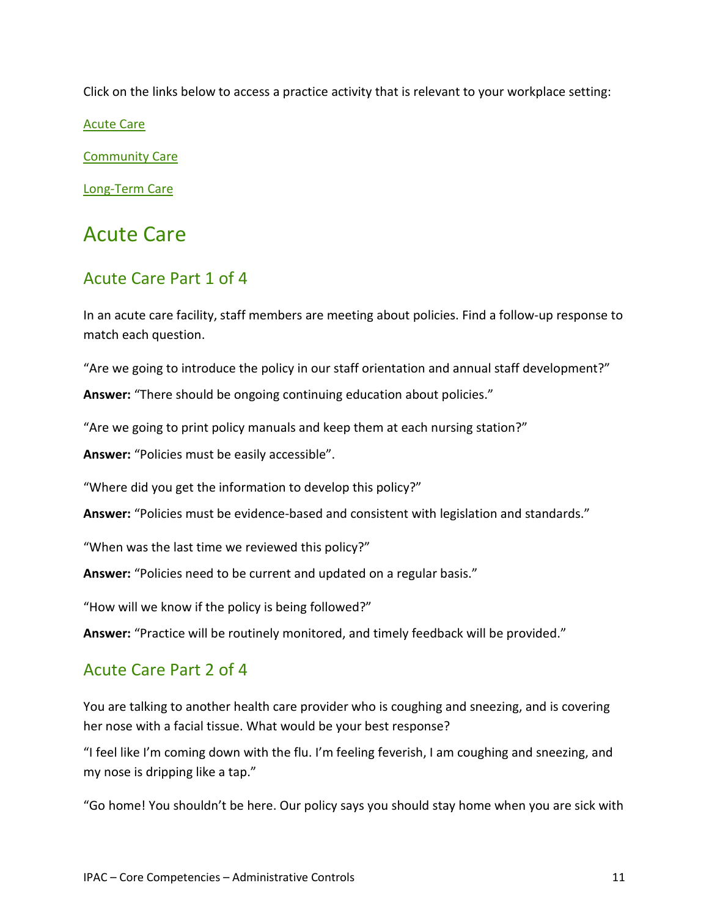Click on the links below to access a practice activity that is relevant to your workplace setting:

[Acute Care](#acute-care)

[Community Care](#community-care)

[Long-Term Care](#long-term-care)

# Acute Care

## Acute Care Part 1 of 4

In an acute care facility, staff members are meeting about policies. Find a follow-up response to match each question.

“Are we going to introduce the policy in our staff orientation and annual staff development?”

**Answer:** “There should be ongoing continuing education about policies.”

“Are we going to print policy manuals and keep them at each nursing station?”

**Answer:** “Policies must be easily accessible”.

“Where did you get the information to develop this policy?”

**Answer:** “Policies must be evidence-based and consistent with legislation and standards.”

“When was the last time we reviewed this policy?”

**Answer:** “Policies need to be current and updated on a regular basis.”

“How will we know if the policy is being followed?”

**Answer:** “Practice will be routinely monitored, and timely feedback will be provided.”

## Acute Care Part 2 of 4

You are talking to another health care provider who is coughing and sneezing, and is covering her nose with a facial tissue. What would be your best response?

“I feel like I’m coming down with the flu. I’m feeling feverish, I am coughing and sneezing, and my nose is dripping like a tap.”

“Go home! You shouldn’t be here. Our policy says you should stay home when you are sick with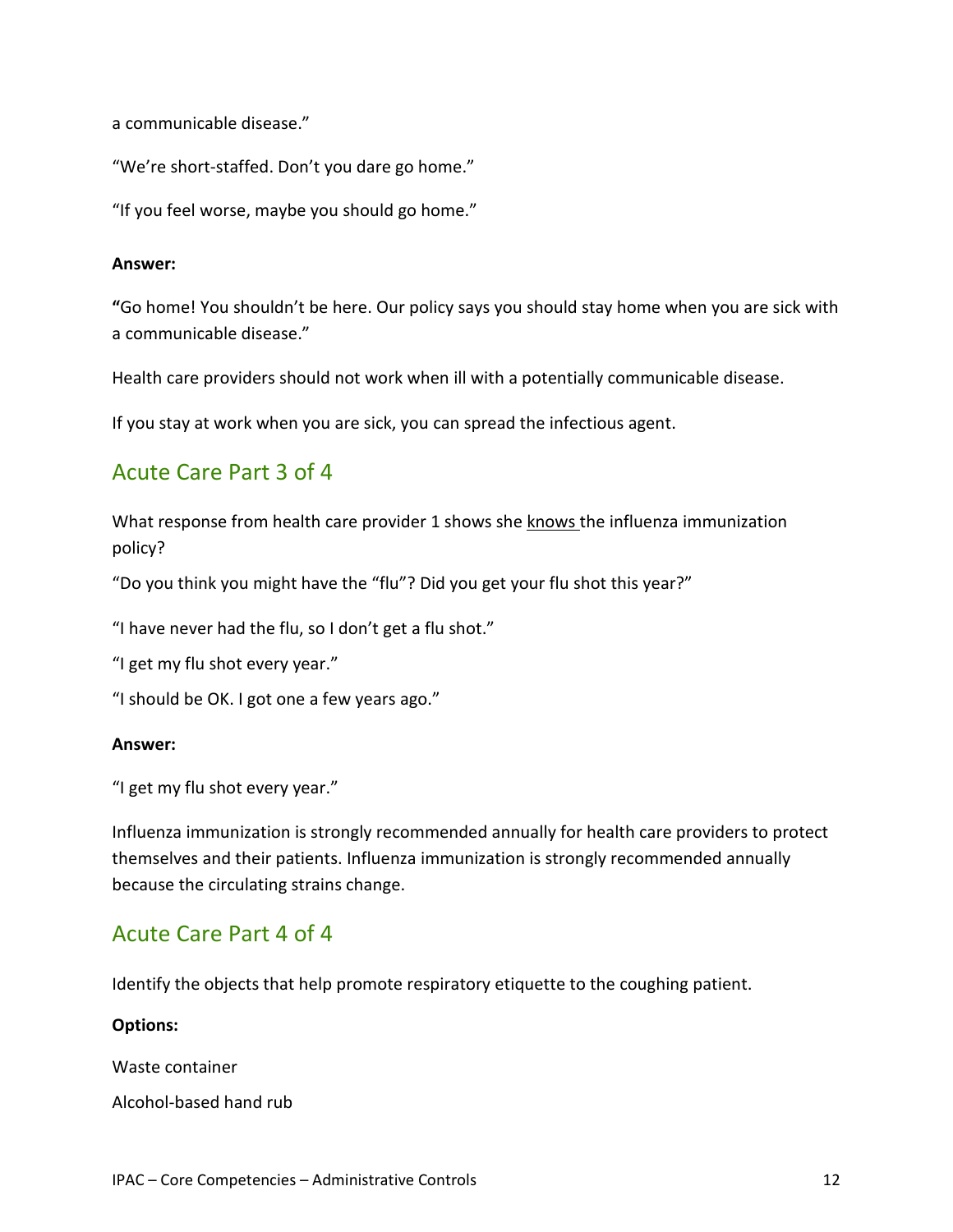a communicable disease."

"We're short-staffed. Don't you dare go home."

"If you feel worse, maybe you should go home."

**Answer:**

**"**Go home! You shouldn't be here. Our policy says you should stay home when you are sick with a communicable disease."

Health care providers should not work when ill with a potentially communicable disease.

If you stay at work when you are sick, you can spread the infectious agent.

## Acute Care Part 3 of 4

What response from health care provider 1 shows she <u>knows</u> the influenza immunization policy?

"Do you think you might have the "flu"? Did you get your flu shot this year?"

"I have never had the flu, so I don't get a flu shot."

"I get my flu shot every year."

"I should be OK. I got one a few years ago."

**Answer:**

"I get my flu shot every year."

Influenza immunization is strongly recommended annually for health care providers to protect themselves and their patients. Influenza immunization is strongly recommended annually because the circulating strains change.

## Acute Care Part 4 of 4

Identify the objects that help promote respiratory etiquette to the coughing patient.

**Options:**

Waste container

Alcohol-based hand rub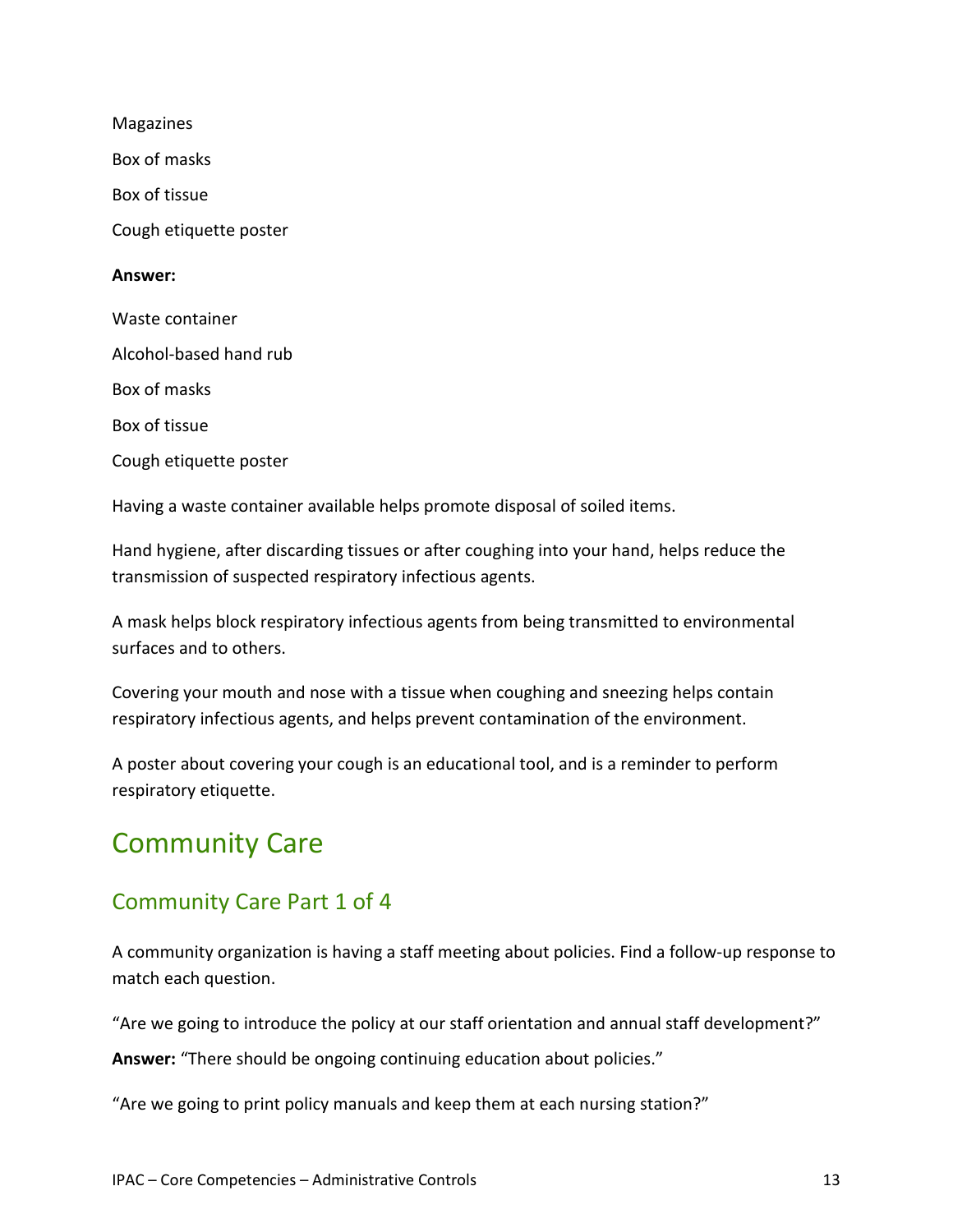Magazines

Box of masks

Box of tissue

Cough etiquette poster

**Answer:**

Waste container

Alcohol-based hand rub

Box of masks

Box of tissue

Cough etiquette poster

Having a waste container available helps promote disposal of soiled items.

Hand hygiene, after discarding tissues or after coughing into your hand, helps reduce the transmission of suspected respiratory infectious agents.

A mask helps block respiratory infectious agents from being transmitted to environmental surfaces and to others.

Covering your mouth and nose with a tissue when coughing and sneezing helps contain respiratory infectious agents, and helps prevent contamination of the environment.

A poster about covering your cough is an educational tool, and is a reminder to perform respiratory etiquette.

# Community Care

## Community Care Part 1 of 4

A community organization is having a staff meeting about policies. Find a follow-up response to match each question.

“Are we going to introduce the policy at our staff orientation and annual staff development?”

**Answer:** “There should be ongoing continuing education about policies.”

“Are we going to print policy manuals and keep them at each nursing station?”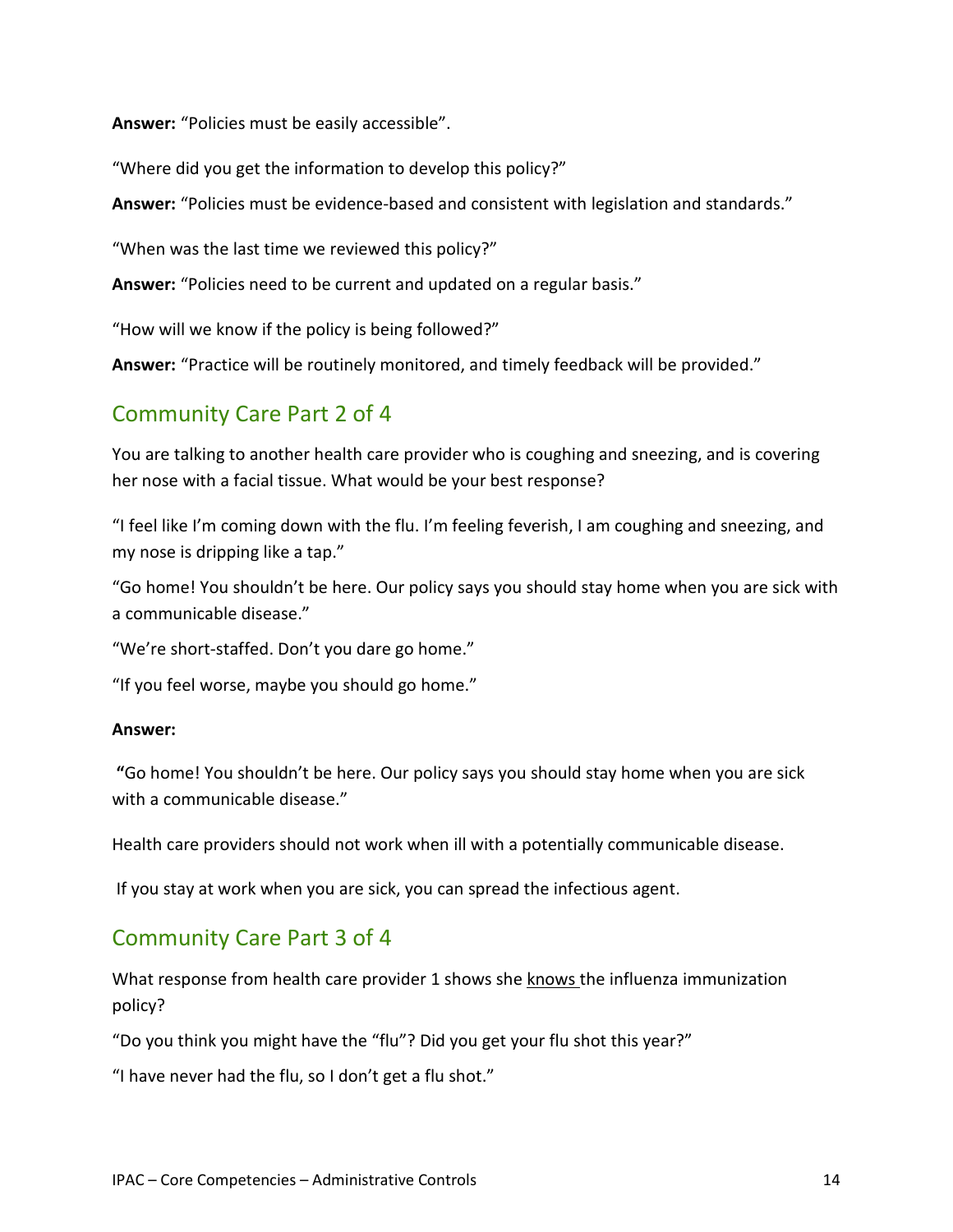**Answer:** “Policies must be easily accessible”.

“Where did you get the information to develop this policy?”

**Answer:** “Policies must be evidence-based and consistent with legislation and standards.”

“When was the last time we reviewed this policy?”

**Answer:** “Policies need to be current and updated on a regular basis.”

“How will we know if the policy is being followed?”

**Answer:** “Practice will be routinely monitored, and timely feedback will be provided.”

## Community Care Part 2 of 4

You are talking to another health care provider who is coughing and sneezing, and is covering her nose with a facial tissue. What would be your best response?

“I feel like I’m coming down with the flu. I’m feeling feverish, I am coughing and sneezing, and my nose is dripping like a tap.”

“Go home! You shouldn’t be here. Our policy says you should stay home when you are sick with a communicable disease.”

“We’re short-staffed. Don’t you dare go home.”

“If you feel worse, maybe you should go home.”

**Answer:**

**“**Go home! You shouldn’t be here. Our policy says you should stay home when you are sick with a communicable disease.”

Health care providers should not work when ill with a potentially communicable disease.

If you stay at work when you are sick, you can spread the infectious agent.

## Community Care Part 3 of 4

What response from health care provider 1 shows she <u>knows</u> the influenza immunization policy?

“Do you think you might have the “flu”? Did you get your flu shot this year?”

“I have never had the flu, so I don’t get a flu shot.”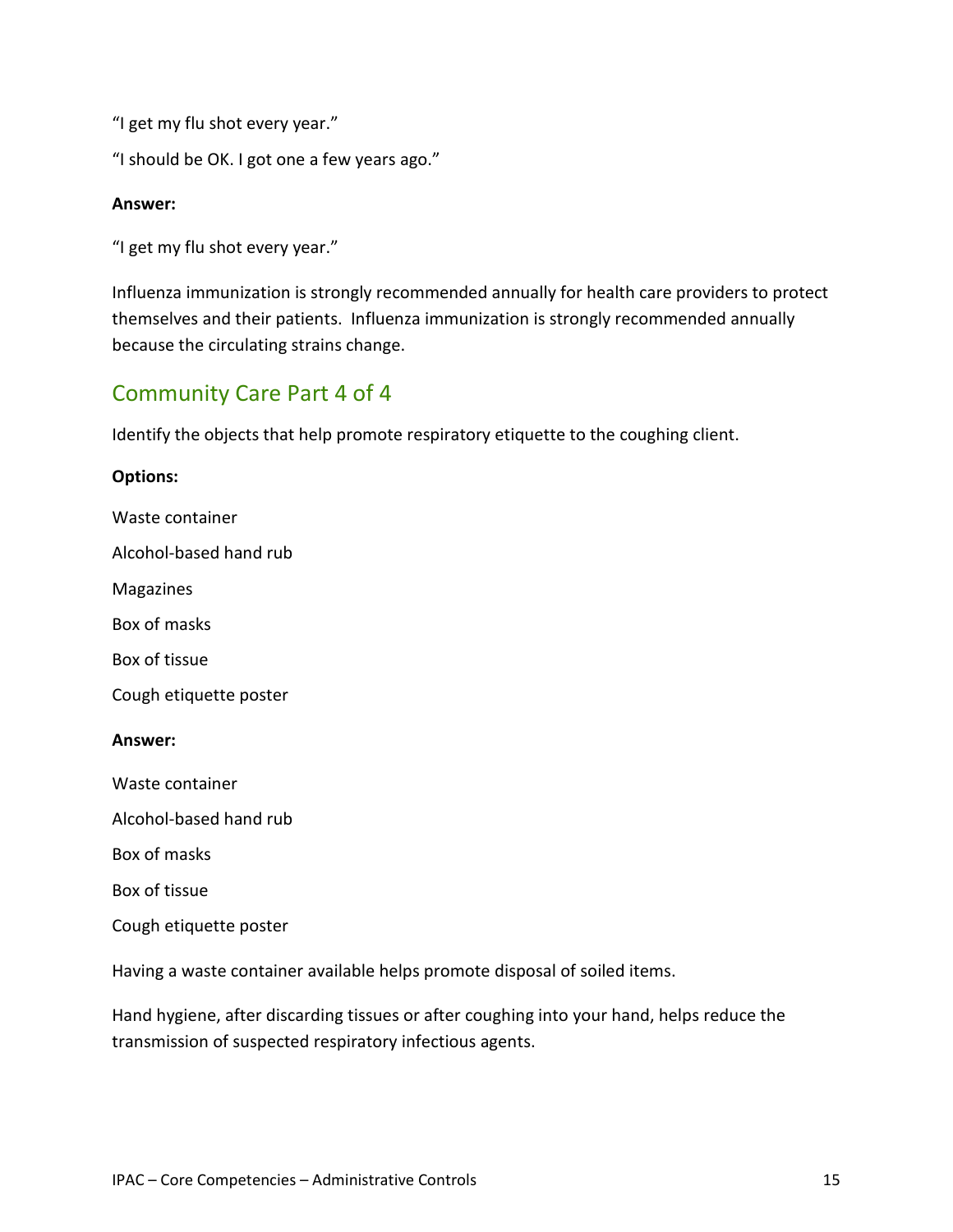"I get my flu shot every year."

"I should be OK. I got one a few years ago."

**Answer:**

"I get my flu shot every year."

Influenza immunization is strongly recommended annually for health care providers to protect themselves and their patients. Influenza immunization is strongly recommended annually because the circulating strains change.

## Community Care Part 4 of 4

Identify the objects that help promote respiratory etiquette to the coughing client.

**Options:**

Waste container

Alcohol-based hand rub

Magazines

Box of masks

Box of tissue

Cough etiquette poster

**Answer:**

Waste container

Alcohol-based hand rub

Box of masks

Box of tissue

Cough etiquette poster

Having a waste container available helps promote disposal of soiled items.

Hand hygiene, after discarding tissues or after coughing into your hand, helps reduce the transmission of suspected respiratory infectious agents.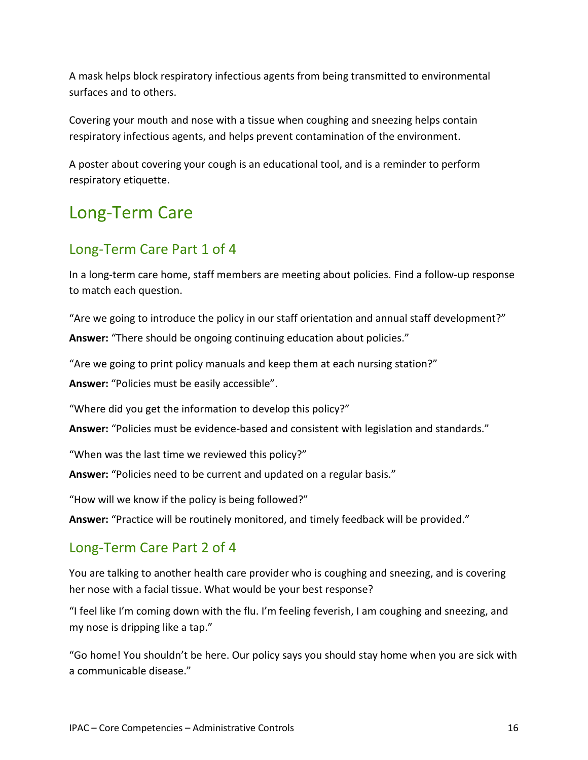A mask helps block respiratory infectious agents from being transmitted to environmental surfaces and to others.

Covering your mouth and nose with a tissue when coughing and sneezing helps contain respiratory infectious agents, and helps prevent contamination of the environment.

A poster about covering your cough is an educational tool, and is a reminder to perform respiratory etiquette.

# Long-Term Care

## Long-Term Care Part 1 of 4

In a long-term care home, staff members are meeting about policies. Find a follow-up response to match each question.

“Are we going to introduce the policy in our staff orientation and annual staff development?”

**Answer:** “There should be ongoing continuing education about policies.”

“Are we going to print policy manuals and keep them at each nursing station?”

**Answer:** “Policies must be easily accessible”.

“Where did you get the information to develop this policy?”

**Answer:** “Policies must be evidence-based and consistent with legislation and standards.”

“When was the last time we reviewed this policy?”

**Answer:** “Policies need to be current and updated on a regular basis.”

“How will we know if the policy is being followed?”

**Answer:** “Practice will be routinely monitored, and timely feedback will be provided.”

## Long-Term Care Part 2 of 4

You are talking to another health care provider who is coughing and sneezing, and is covering her nose with a facial tissue. What would be your best response?

“I feel like I’m coming down with the flu. I’m feeling feverish, I am coughing and sneezing, and my nose is dripping like a tap.”

“Go home! You shouldn’t be here. Our policy says you should stay home when you are sick with a communicable disease.”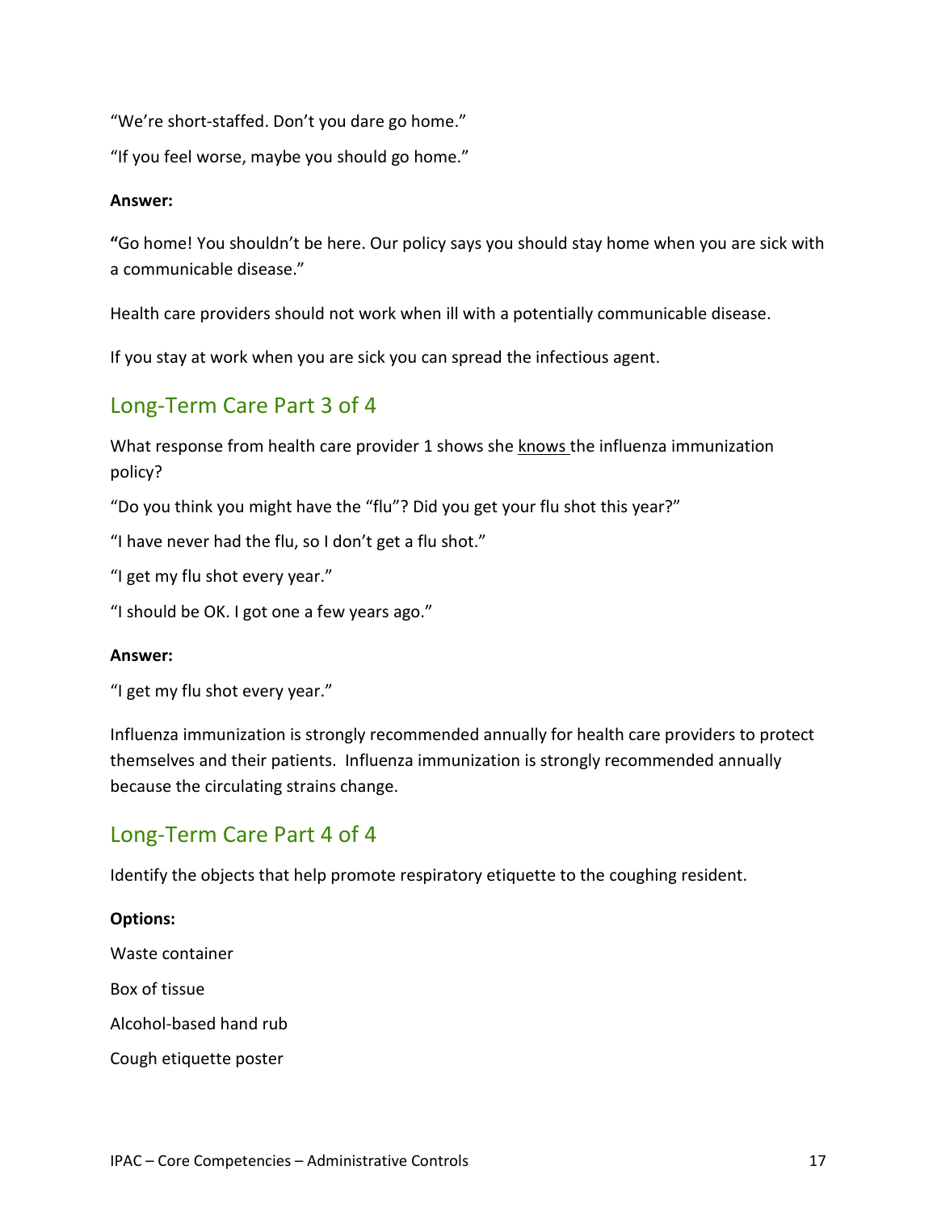"We're short-staffed. Don't you dare go home."

"If you feel worse, maybe you should go home."

**Answer:**

**"**Go home! You shouldn't be here. Our policy says you should stay home when you are sick with a communicable disease."

Health care providers should not work when ill with a potentially communicable disease.

If you stay at work when you are sick you can spread the infectious agent.

## Long-Term Care Part 3 of 4

What response from health care provider 1 shows she <u>knows</u> the influenza immunization policy?

"Do you think you might have the "flu"? Did you get your flu shot this year?"

"I have never had the flu, so I don't get a flu shot."

"I get my flu shot every year."

"I should be OK. I got one a few years ago."

**Answer:**

"I get my flu shot every year."

Influenza immunization is strongly recommended annually for health care providers to protect themselves and their patients. Influenza immunization is strongly recommended annually because the circulating strains change.

## Long-Term Care Part 4 of 4

Identify the objects that help promote respiratory etiquette to the coughing resident.

**Options:**

Waste container

Box of tissue

Alcohol-based hand rub

Cough etiquette poster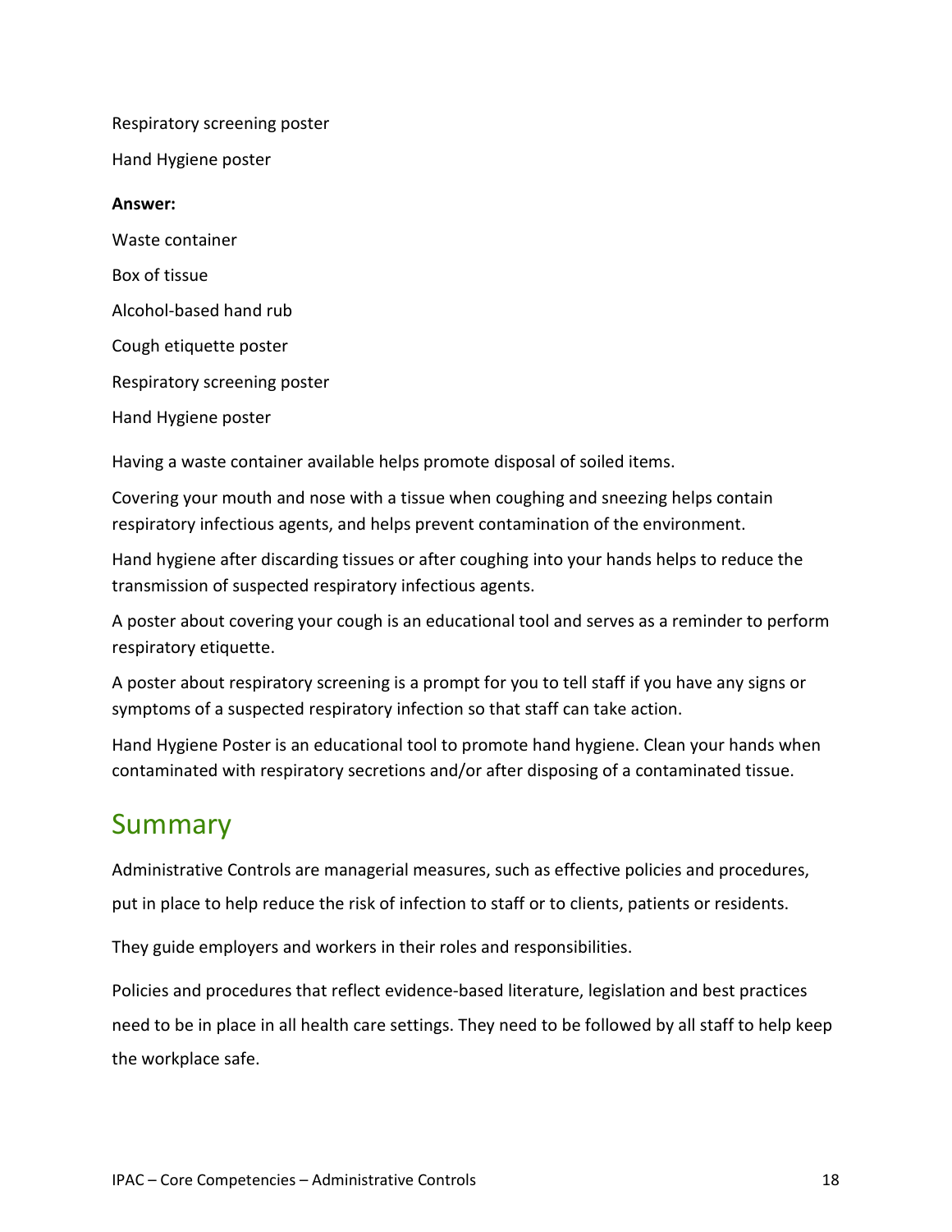Respiratory screening poster

Hand Hygiene poster

**Answer:**

Waste container

Box of tissue

Alcohol-based hand rub

Cough etiquette poster

Respiratory screening poster

Hand Hygiene poster

Having a waste container available helps promote disposal of soiled items.

Covering your mouth and nose with a tissue when coughing and sneezing helps contain respiratory infectious agents, and helps prevent contamination of the environment.

Hand hygiene after discarding tissues or after coughing into your hands helps to reduce the transmission of suspected respiratory infectious agents.

A poster about covering your cough is an educational tool and serves as a reminder to perform respiratory etiquette.

A poster about respiratory screening is a prompt for you to tell staff if you have any signs or symptoms of a suspected respiratory infection so that staff can take action.

Hand Hygiene Poster is an educational tool to promote hand hygiene. Clean your hands when contaminated with respiratory secretions and/or after disposing of a contaminated tissue.

## Summary

Administrative Controls are managerial measures, such as effective policies and procedures, put in place to help reduce the risk of infection to staff or to clients, patients or residents.

They guide employers and workers in their roles and responsibilities.

Policies and procedures that reflect evidence-based literature, legislation and best practices need to be in place in all health care settings. They need to be followed by all staff to help keep the workplace safe.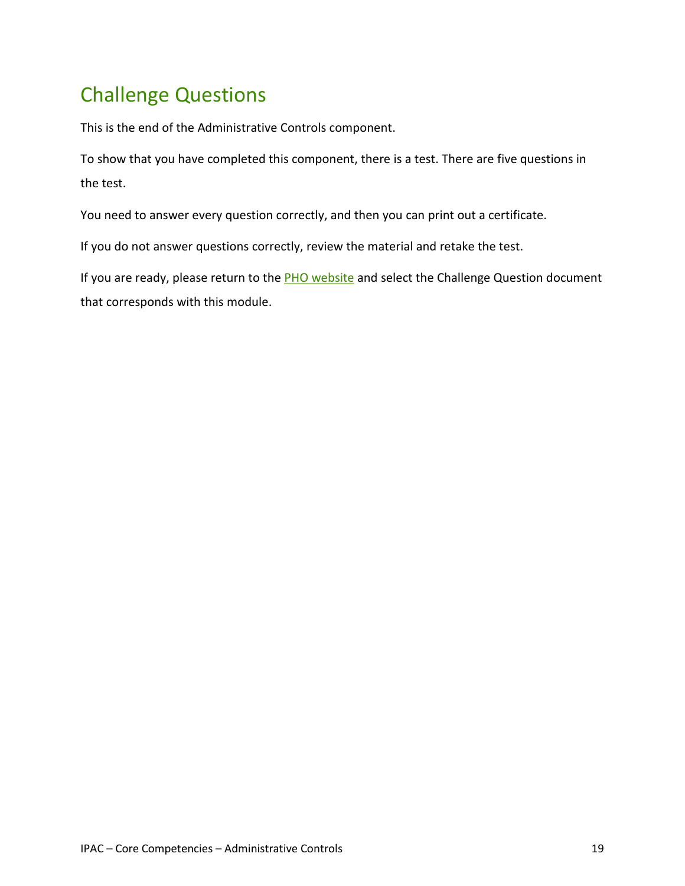# Challenge Questions

This is the end of the Administrative Controls component.

To show that you have completed this component, there is a test. There are five questions in the test.

You need to answer every question correctly, and then you can print out a certificate.

If you do not answer questions correctly, review the material and retake the test.

If you are ready, please return to the PHO website and select the Challenge Question document that corresponds with this module.